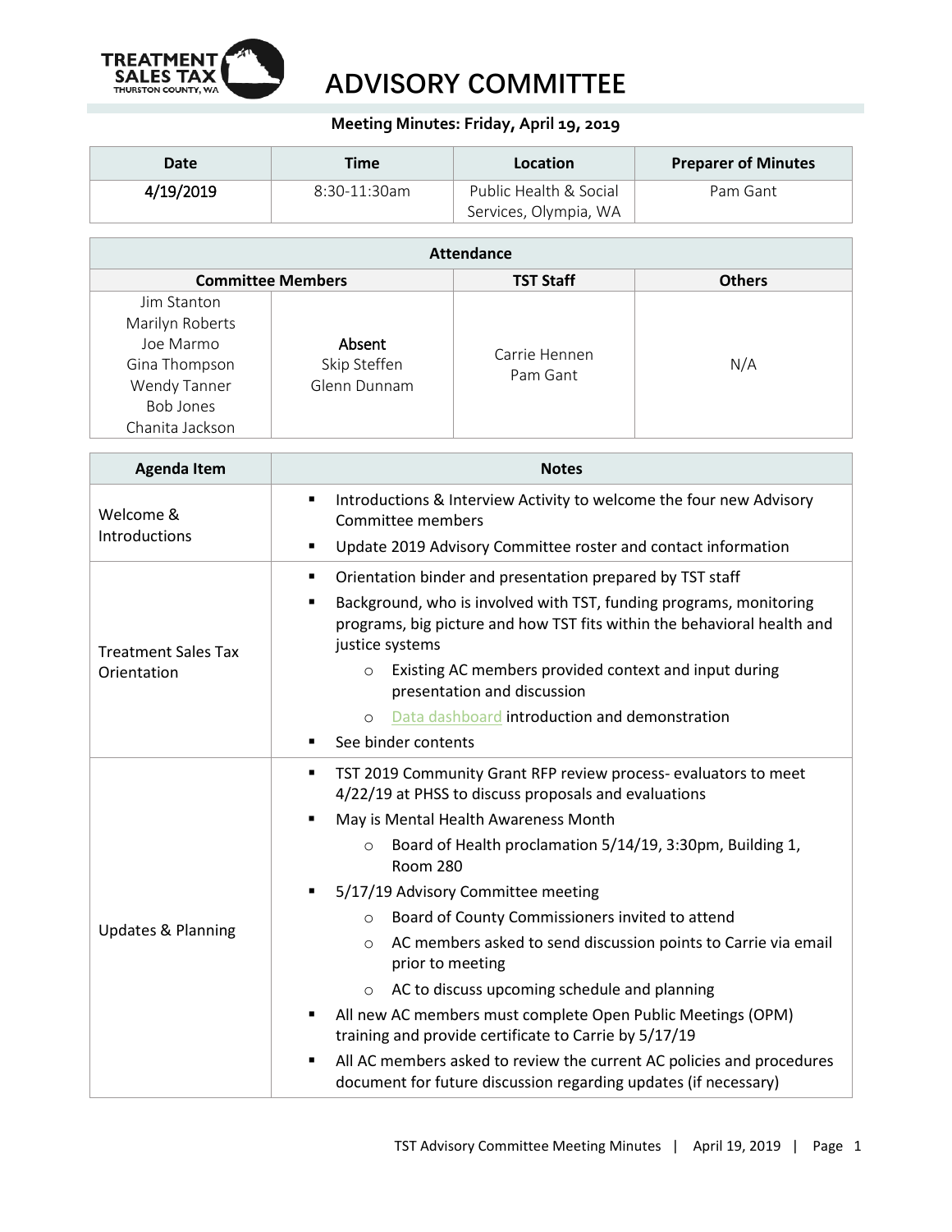# ADVISORY COMMITTEE

**Meeting Minutes: Friday, April 19, 2019**

| Date | Time | Location | Preparer of Minutes |
|---|---|---|---|
| 4/19/2019 | 8:30-11:30am | Public Health & Social Services, Olympia, WA | Pam Gant |

| Attendance | | | |
|---|---|---|---|
| **Committee Members** | | **TST Staff** | **Others** |
| Jim Stanton<br>Marilyn Roberts<br>Joe Marmo<br>Gina Thompson<br>Wendy Tanner<br>Bob Jones<br>Chanita Jackson | **Absent**<br>Skip Steffen<br>Glenn Dunnam | Carrie Hennen<br>Pam Gant | N/A |

| Agenda Item | Notes |
|---|---|
| Welcome & Introductions | ▪ Introductions & Interview Activity to welcome the four new Advisory Committee members<br>▪ Update 2019 Advisory Committee roster and contact information |
| Treatment Sales Tax Orientation | ▪ Orientation binder and presentation prepared by TST staff<br>▪ Background, who is involved with TST, funding programs, monitoring programs, big picture and how TST fits within the behavioral health and justice systems<br>&nbsp;&nbsp;&nbsp;&nbsp;○ Existing AC members provided context and input during presentation and discussion<br>&nbsp;&nbsp;&nbsp;&nbsp;○ Data dashboard introduction and demonstration<br>▪ See binder contents |
| Updates & Planning | ▪ TST 2019 Community Grant RFP review process- evaluators to meet 4/22/19 at PHSS to discuss proposals and evaluations<br>▪ May is Mental Health Awareness Month<br>&nbsp;&nbsp;&nbsp;&nbsp;○ Board of Health proclamation 5/14/19, 3:30pm, Building 1, Room 280<br>▪ 5/17/19 Advisory Committee meeting<br>&nbsp;&nbsp;&nbsp;&nbsp;○ Board of County Commissioners invited to attend<br>&nbsp;&nbsp;&nbsp;&nbsp;○ AC members asked to send discussion points to Carrie via email prior to meeting<br>&nbsp;&nbsp;&nbsp;&nbsp;○ AC to discuss upcoming schedule and planning<br>▪ All new AC members must complete Open Public Meetings (OPM) training and provide certificate to Carrie by 5/17/19<br>▪ All AC members asked to review the current AC policies and procedures document for future discussion regarding updates (if necessary) |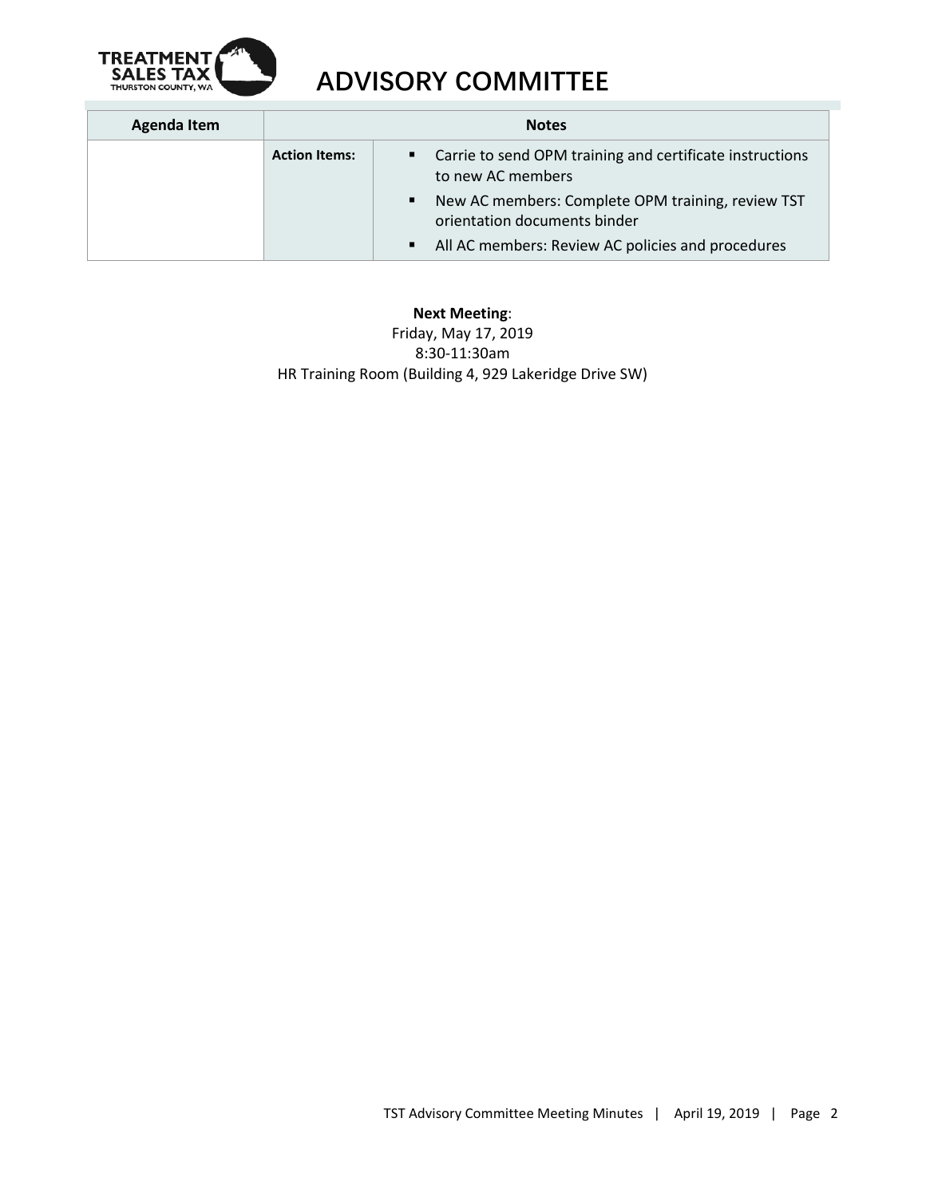# ADVISORY COMMITTEE

| Agenda Item | Notes | |
|---|---|---|
| | **Action Items:** | ▪ Carrie to send OPM training and certificate instructions to new AC members<br>▪ New AC members: Complete OPM training, review TST orientation documents binder<br>▪ All AC members: Review AC policies and procedures |

**Next Meeting**:
Friday, May 17, 2019
8:30-11:30am
HR Training Room (Building 4, 929 Lakeridge Drive SW)